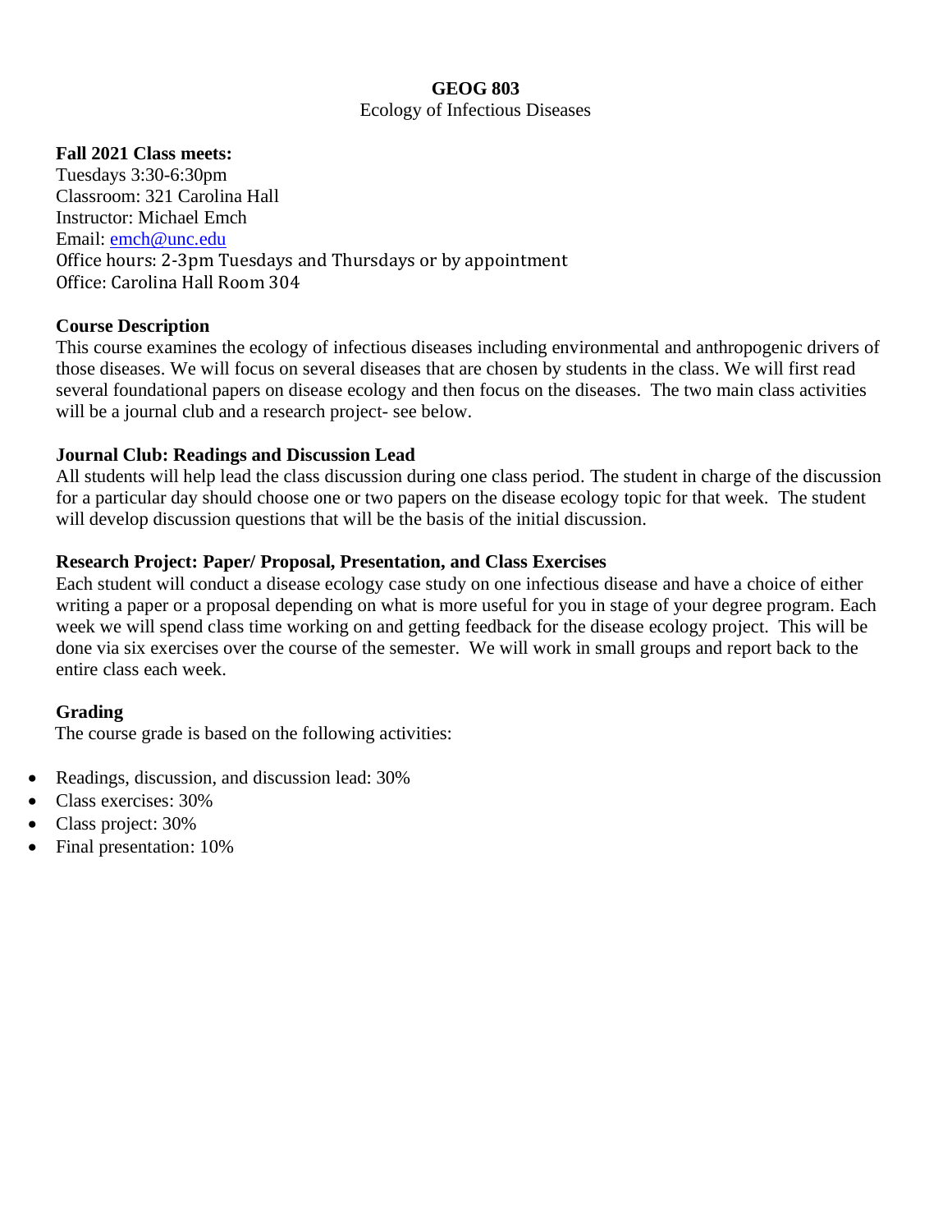# GEOG 803

Ecology of Infectious Diseases

**Fall 2021 Class meets:**

Tuesdays 3:30-6:30pm
Classroom: 321 Carolina Hall
Instructor: Michael Emch
Email: emch@unc.edu
Office hours: 2-3pm Tuesdays and Thursdays or by appointment
Office: Carolina Hall Room 304

## Course Description

This course examines the ecology of infectious diseases including environmental and anthropogenic drivers of those diseases. We will focus on several diseases that are chosen by students in the class. We will first read several foundational papers on disease ecology and then focus on the diseases. The two main class activities will be a journal club and a research project- see below.

## Journal Club: Readings and Discussion Lead

All students will help lead the class discussion during one class period. The student in charge of the discussion for a particular day should choose one or two papers on the disease ecology topic for that week. The student will develop discussion questions that will be the basis of the initial discussion.

## Research Project: Paper/ Proposal, Presentation, and Class Exercises

Each student will conduct a disease ecology case study on one infectious disease and have a choice of either writing a paper or a proposal depending on what is more useful for you in stage of your degree program. Each week we will spend class time working on and getting feedback for the disease ecology project. This will be done via six exercises over the course of the semester. We will work in small groups and report back to the entire class each week.

## Grading

The course grade is based on the following activities:

- Readings, discussion, and discussion lead: 30%
- Class exercises: 30%
- Class project: 30%
- Final presentation: 10%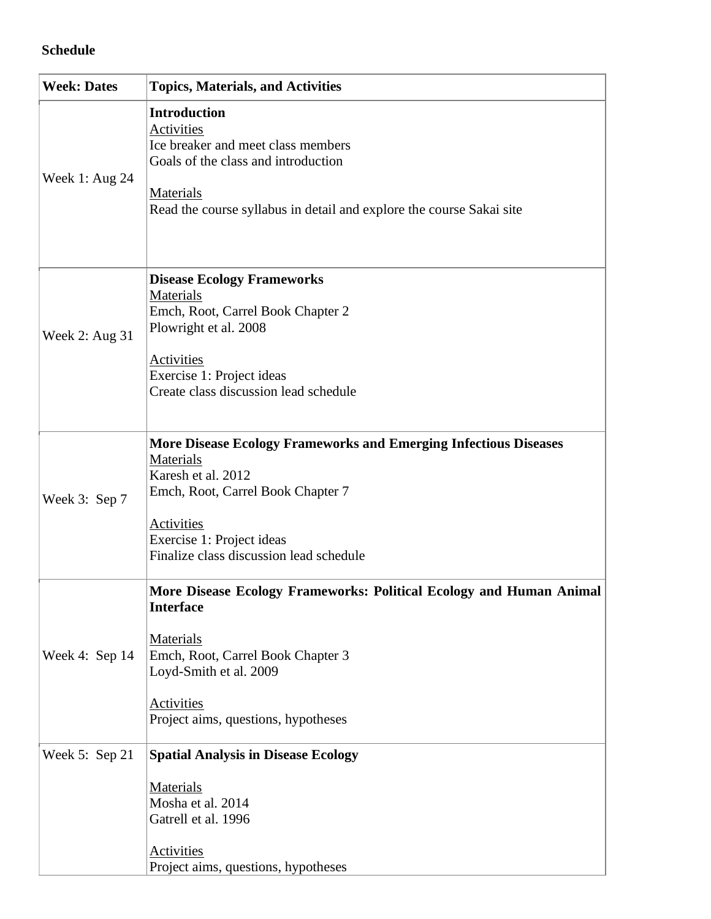**Schedule**

| **Week: Dates** | **Topics, Materials, and Activities** |
|---|---|
| Week 1: Aug 24 | **Introduction**<br><u>Activities</u><br>Ice breaker and meet class members<br>Goals of the class and introduction<br><br><u>Materials</u><br>Read the course syllabus in detail and explore the course Sakai site |
| Week 2: Aug 31 | **Disease Ecology Frameworks**<br><u>Materials</u><br>Emch, Root, Carrel Book Chapter 2<br>Plowright et al. 2008<br><br><u>Activities</u><br>Exercise 1: Project ideas<br>Create class discussion lead schedule |
| Week 3: Sep 7 | **More Disease Ecology Frameworks and Emerging Infectious Diseases**<br><u>Materials</u><br>Karesh et al. 2012<br>Emch, Root, Carrel Book Chapter 7<br><br><u>Activities</u><br>Exercise 1: Project ideas<br>Finalize class discussion lead schedule |
| Week 4: Sep 14 | **More Disease Ecology Frameworks: Political Ecology and Human Animal Interface**<br><br><u>Materials</u><br>Emch, Root, Carrel Book Chapter 3<br>Loyd-Smith et al. 2009<br><br><u>Activities</u><br>Project aims, questions, hypotheses |
| Week 5: Sep 21 | **Spatial Analysis in Disease Ecology**<br><br><u>Materials</u><br>Mosha et al. 2014<br>Gatrell et al. 1996<br><br><u>Activities</u><br>Project aims, questions, hypotheses |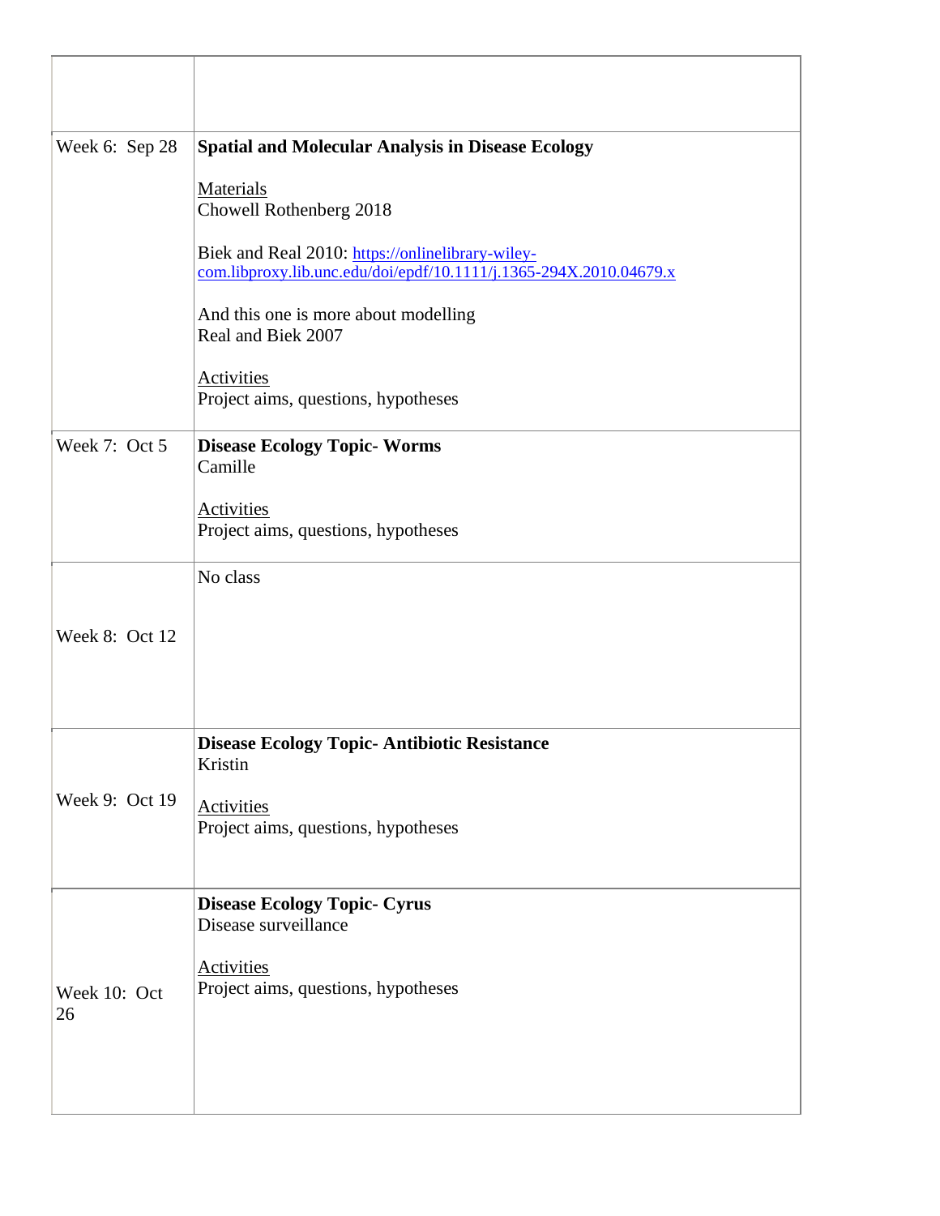| | |
|---|---|
| | |
| Week 6: Sep 28 | **Spatial and Molecular Analysis in Disease Ecology**<br><br>Materials<br>Chowell Rothenberg 2018<br><br>Biek and Real 2010: https://onlinelibrary-wiley-com.libproxy.lib.unc.edu/doi/epdf/10.1111/j.1365-294X.2010.04679.x<br><br>And this one is more about modelling<br>Real and Biek 2007<br><br>Activities<br>Project aims, questions, hypotheses |
| Week 7: Oct 5 | **Disease Ecology Topic- Worms**<br>Camille<br><br>Activities<br>Project aims, questions, hypotheses |
| Week 8: Oct 12 | No class |
| Week 9: Oct 19 | **Disease Ecology Topic- Antibiotic Resistance**<br>Kristin<br><br>Activities<br>Project aims, questions, hypotheses |
| Week 10: Oct 26 | **Disease Ecology Topic- Cyrus**<br>Disease surveillance<br><br>Activities<br>Project aims, questions, hypotheses |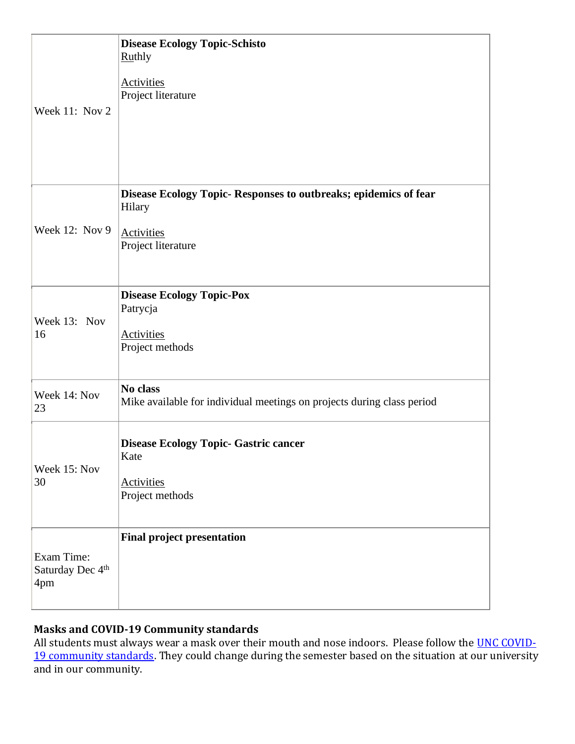| | |
|---|---|
| Week 11: Nov 2 | **Disease Ecology Topic-Schisto**<br>Ruthly<br><br>Activities<br>Project literature |
| Week 12: Nov 9 | **Disease Ecology Topic- Responses to outbreaks; epidemics of fear**<br>Hilary<br><br>Activities<br>Project literature |
| Week 13: Nov 16 | **Disease Ecology Topic-Pox**<br>Patrycja<br><br>Activities<br>Project methods |
| Week 14: Nov 23 | **No class**<br>Mike available for individual meetings on projects during class period |
| Week 15: Nov 30 | **Disease Ecology Topic- Gastric cancer**<br>Kate<br><br>Activities<br>Project methods |
| Exam Time: Saturday Dec 4th 4pm | **Final project presentation** |

**Masks and COVID-19 Community standards**

All students must always wear a mask over their mouth and nose indoors. Please follow the UNC COVID-19 community standards. They could change during the semester based on the situation at our university and in our community.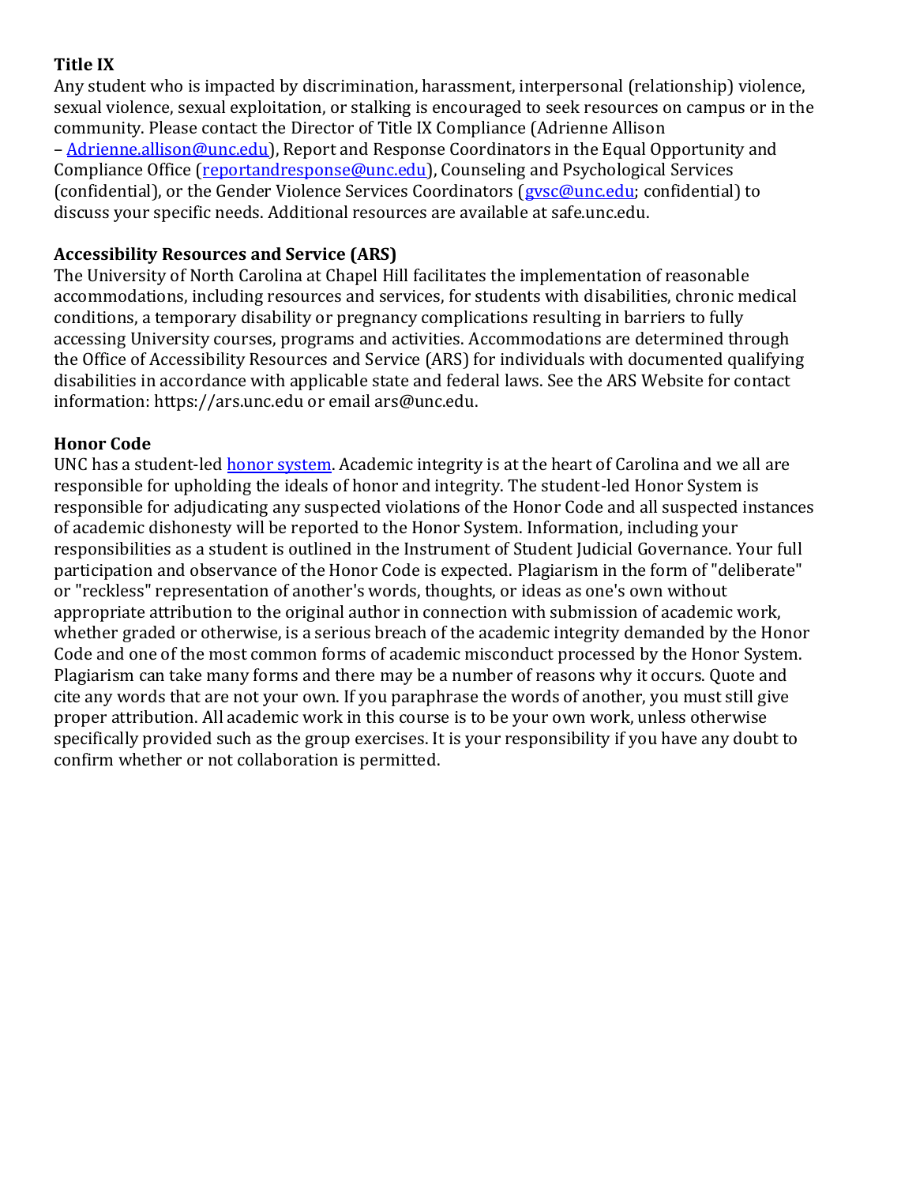**Title IX**

Any student who is impacted by discrimination, harassment, interpersonal (relationship) violence, sexual violence, sexual exploitation, or stalking is encouraged to seek resources on campus or in the community. Please contact the Director of Title IX Compliance (Adrienne Allison – Adrienne.allison@unc.edu), Report and Response Coordinators in the Equal Opportunity and Compliance Office (reportandresponse@unc.edu), Counseling and Psychological Services (confidential), or the Gender Violence Services Coordinators (gvsc@unc.edu; confidential) to discuss your specific needs. Additional resources are available at safe.unc.edu.

**Accessibility Resources and Service (ARS)**

The University of North Carolina at Chapel Hill facilitates the implementation of reasonable accommodations, including resources and services, for students with disabilities, chronic medical conditions, a temporary disability or pregnancy complications resulting in barriers to fully accessing University courses, programs and activities. Accommodations are determined through the Office of Accessibility Resources and Service (ARS) for individuals with documented qualifying disabilities in accordance with applicable state and federal laws. See the ARS Website for contact information: https://ars.unc.edu or email ars@unc.edu.

**Honor Code**

UNC has a student-led honor system. Academic integrity is at the heart of Carolina and we all are responsible for upholding the ideals of honor and integrity. The student-led Honor System is responsible for adjudicating any suspected violations of the Honor Code and all suspected instances of academic dishonesty will be reported to the Honor System. Information, including your responsibilities as a student is outlined in the Instrument of Student Judicial Governance. Your full participation and observance of the Honor Code is expected. Plagiarism in the form of "deliberate" or "reckless" representation of another's words, thoughts, or ideas as one's own without appropriate attribution to the original author in connection with submission of academic work, whether graded or otherwise, is a serious breach of the academic integrity demanded by the Honor Code and one of the most common forms of academic misconduct processed by the Honor System. Plagiarism can take many forms and there may be a number of reasons why it occurs. Quote and cite any words that are not your own. If you paraphrase the words of another, you must still give proper attribution. All academic work in this course is to be your own work, unless otherwise specifically provided such as the group exercises. It is your responsibility if you have any doubt to confirm whether or not collaboration is permitted.